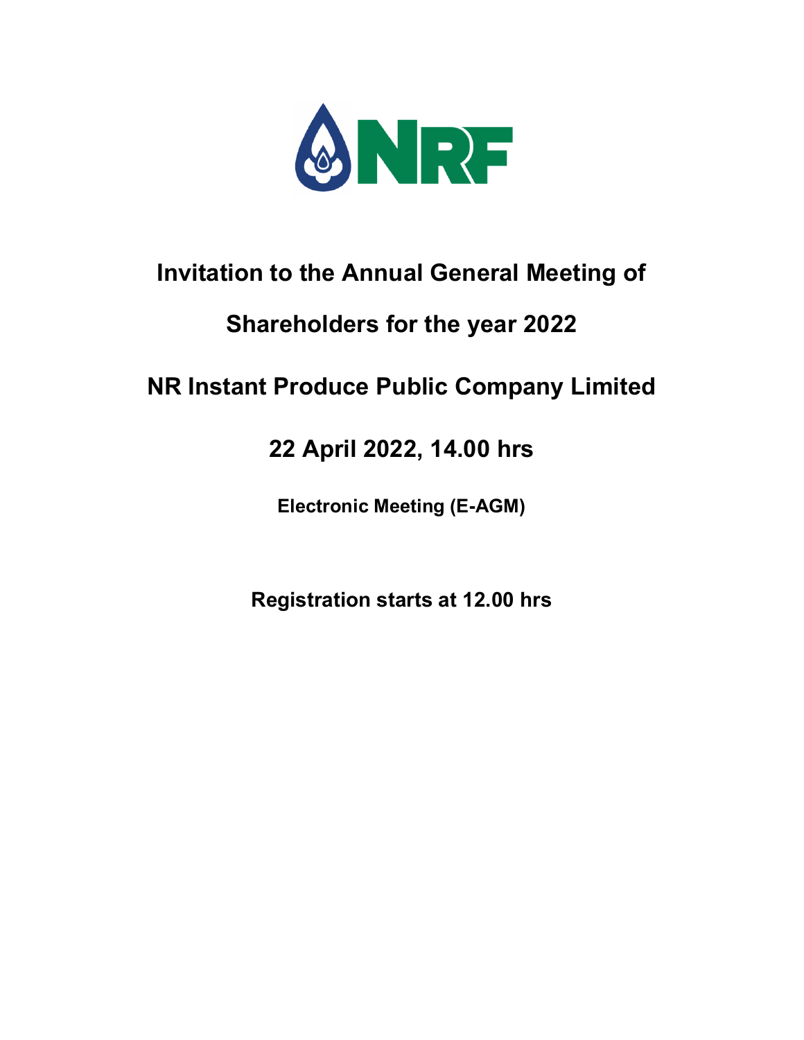# Invitation to the Annual General Meeting of Shareholders for the year 2022

# NR Instant Produce Public Company Limited

## 22 April 2022, 14.00 hrs

**Electronic Meeting (E-AGM)**

**Registration starts at 12.00 hrs**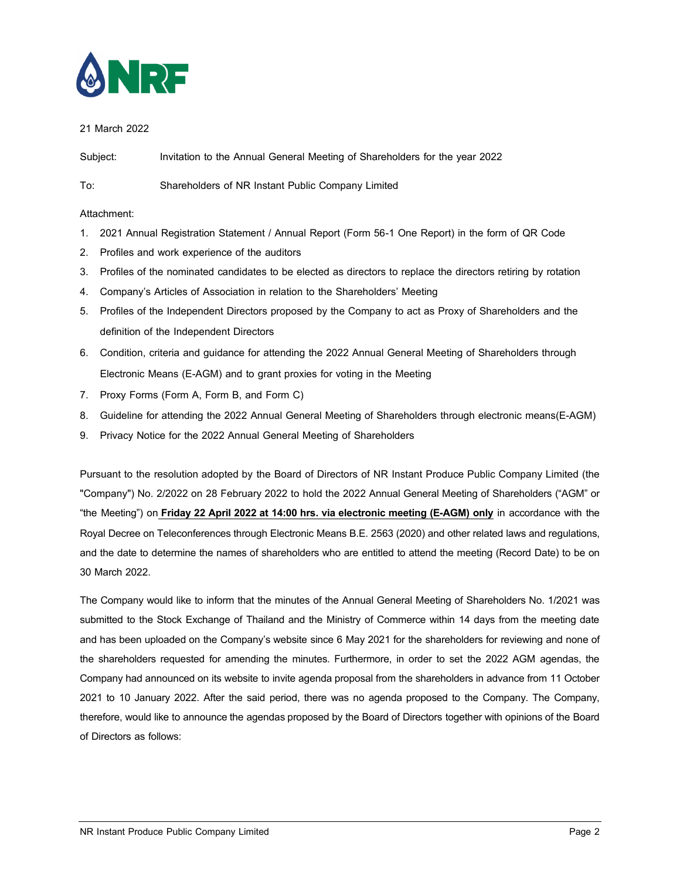21 March 2022

Subject: Invitation to the Annual General Meeting of Shareholders for the year 2022

To: Shareholders of NR Instant Public Company Limited

Attachment:

1. 2021 Annual Registration Statement / Annual Report (Form 56-1 One Report) in the form of QR Code
2. Profiles and work experience of the auditors
3. Profiles of the nominated candidates to be elected as directors to replace the directors retiring by rotation
4. Company's Articles of Association in relation to the Shareholders' Meeting
5. Profiles of the Independent Directors proposed by the Company to act as Proxy of Shareholders and the definition of the Independent Directors
6. Condition, criteria and guidance for attending the 2022 Annual General Meeting of Shareholders through Electronic Means (E-AGM) and to grant proxies for voting in the Meeting
7. Proxy Forms (Form A, Form B, and Form C)
8. Guideline for attending the 2022 Annual General Meeting of Shareholders through electronic means(E-AGM)
9. Privacy Notice for the 2022 Annual General Meeting of Shareholders

Pursuant to the resolution adopted by the Board of Directors of NR Instant Produce Public Company Limited (the "Company") No. 2/2022 on 28 February 2022 to hold the 2022 Annual General Meeting of Shareholders ("AGM" or "the Meeting") on **Friday 22 April 2022 at 14:00 hrs. via electronic meeting (E-AGM) only** in accordance with the Royal Decree on Teleconferences through Electronic Means B.E. 2563 (2020) and other related laws and regulations, and the date to determine the names of shareholders who are entitled to attend the meeting (Record Date) to be on 30 March 2022.

The Company would like to inform that the minutes of the Annual General Meeting of Shareholders No. 1/2021 was submitted to the Stock Exchange of Thailand and the Ministry of Commerce within 14 days from the meeting date and has been uploaded on the Company's website since 6 May 2021 for the shareholders for reviewing and none of the shareholders requested for amending the minutes. Furthermore, in order to set the 2022 AGM agendas, the Company had announced on its website to invite agenda proposal from the shareholders in advance from 11 October 2021 to 10 January 2022. After the said period, there was no agenda proposed to the Company. The Company, therefore, would like to announce the agendas proposed by the Board of Directors together with opinions of the Board of Directors as follows: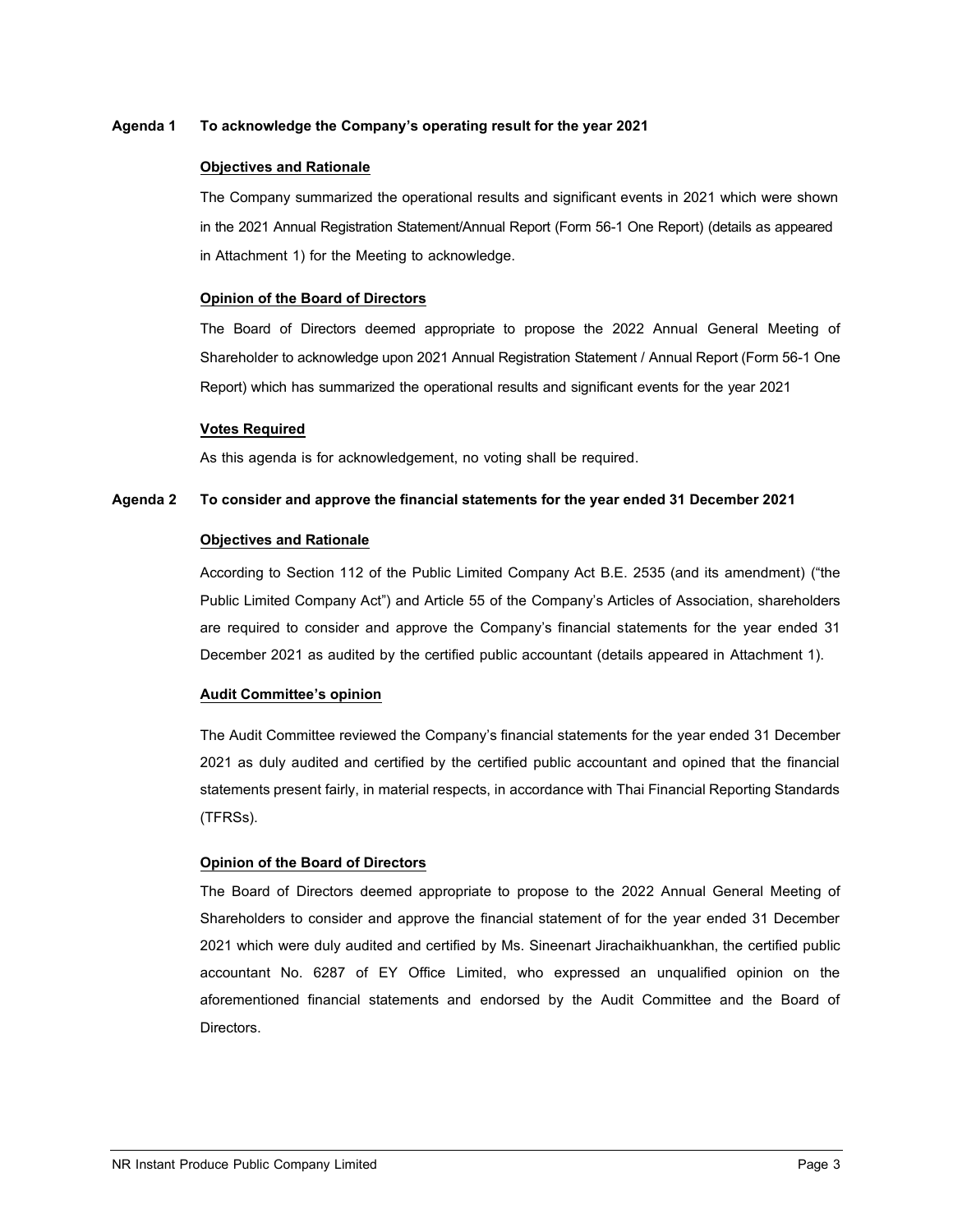## Agenda 1 To acknowledge the Company's operating result for the year 2021

**Objectives and Rationale**

The Company summarized the operational results and significant events in 2021 which were shown in the 2021 Annual Registration Statement/Annual Report (Form 56-1 One Report) (details as appeared in Attachment 1) for the Meeting to acknowledge.

**Opinion of the Board of Directors**

The Board of Directors deemed appropriate to propose the 2022 Annual General Meeting of Shareholder to acknowledge upon 2021 Annual Registration Statement / Annual Report (Form 56-1 One Report) which has summarized the operational results and significant events for the year 2021

**Votes Required**

As this agenda is for acknowledgement, no voting shall be required.

## Agenda 2 To consider and approve the financial statements for the year ended 31 December 2021

**Objectives and Rationale**

According to Section 112 of the Public Limited Company Act B.E. 2535 (and its amendment) ("the Public Limited Company Act") and Article 55 of the Company's Articles of Association, shareholders are required to consider and approve the Company's financial statements for the year ended 31 December 2021 as audited by the certified public accountant (details appeared in Attachment 1).

**Audit Committee's opinion**

The Audit Committee reviewed the Company's financial statements for the year ended 31 December 2021 as duly audited and certified by the certified public accountant and opined that the financial statements present fairly, in material respects, in accordance with Thai Financial Reporting Standards (TFRSs).

**Opinion of the Board of Directors**

The Board of Directors deemed appropriate to propose to the 2022 Annual General Meeting of Shareholders to consider and approve the financial statement of for the year ended 31 December 2021 which were duly audited and certified by Ms. Sineenart Jirachaikhuankhan, the certified public accountant No. 6287 of EY Office Limited, who expressed an unqualified opinion on the aforementioned financial statements and endorsed by the Audit Committee and the Board of Directors.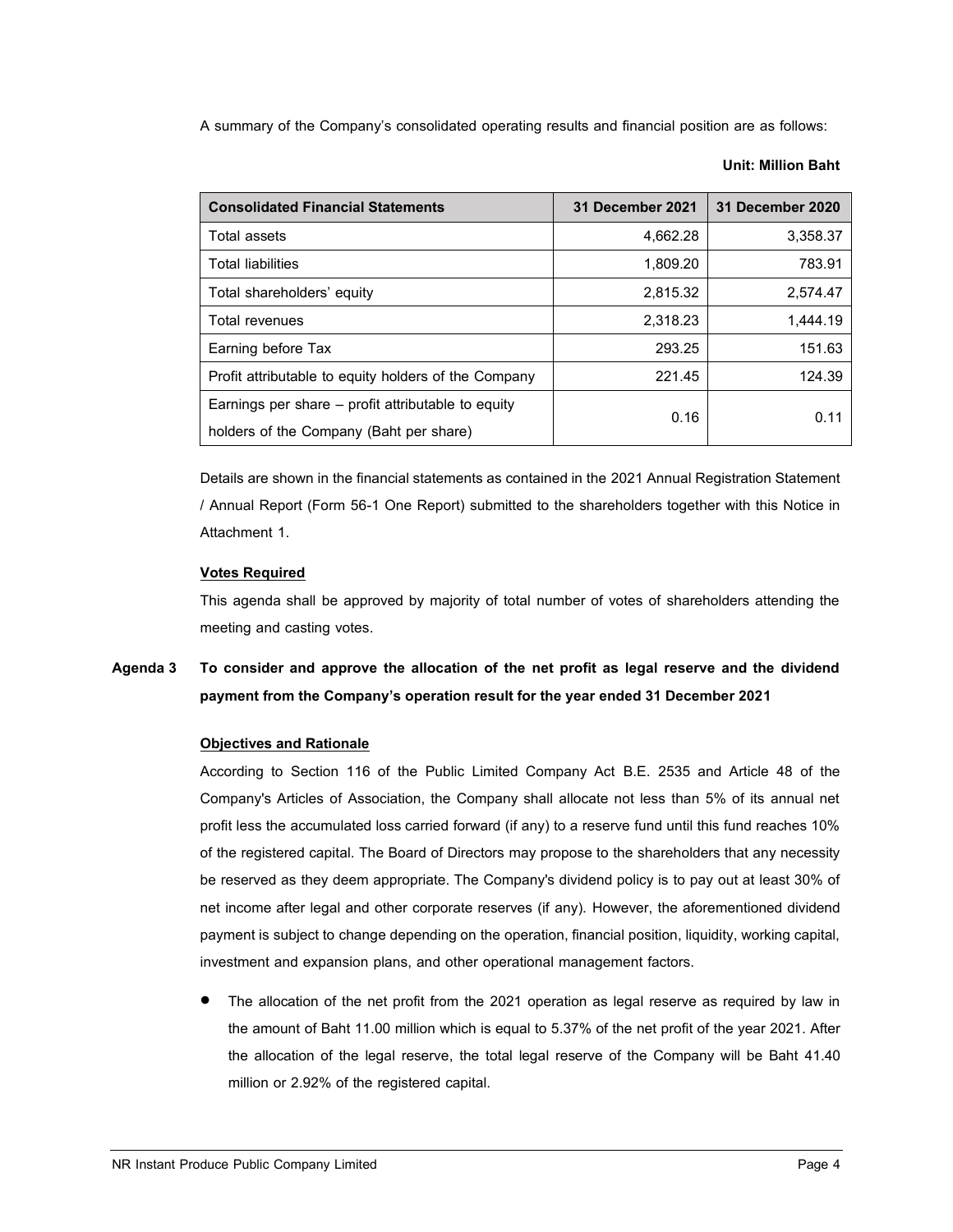A summary of the Company's consolidated operating results and financial position are as follows:

**Unit: Million Baht**

| Consolidated Financial Statements | 31 December 2021 | 31 December 2020 |
|---|---:|---:|
| Total assets | 4,662.28 | 3,358.37 |
| Total liabilities | 1,809.20 | 783.91 |
| Total shareholders' equity | 2,815.32 | 2,574.47 |
| Total revenues | 2,318.23 | 1,444.19 |
| Earning before Tax | 293.25 | 151.63 |
| Profit attributable to equity holders of the Company | 221.45 | 124.39 |
| Earnings per share – profit attributable to equity holders of the Company (Baht per share) | 0.16 | 0.11 |

Details are shown in the financial statements as contained in the 2021 Annual Registration Statement / Annual Report (Form 56-1 One Report) submitted to the shareholders together with this Notice in Attachment 1.

**Votes Required**

This agenda shall be approved by majority of total number of votes of shareholders attending the meeting and casting votes.

**Agenda 3 To consider and approve the allocation of the net profit as legal reserve and the dividend payment from the Company's operation result for the year ended 31 December 2021**

**Objectives and Rationale**

According to Section 116 of the Public Limited Company Act B.E. 2535 and Article 48 of the Company's Articles of Association, the Company shall allocate not less than 5% of its annual net profit less the accumulated loss carried forward (if any) to a reserve fund until this fund reaches 10% of the registered capital. The Board of Directors may propose to the shareholders that any necessity be reserved as they deem appropriate. The Company's dividend policy is to pay out at least 30% of net income after legal and other corporate reserves (if any). However, the aforementioned dividend payment is subject to change depending on the operation, financial position, liquidity, working capital, investment and expansion plans, and other operational management factors.

- The allocation of the net profit from the 2021 operation as legal reserve as required by law in the amount of Baht 11.00 million which is equal to 5.37% of the net profit of the year 2021. After the allocation of the legal reserve, the total legal reserve of the Company will be Baht 41.40 million or 2.92% of the registered capital.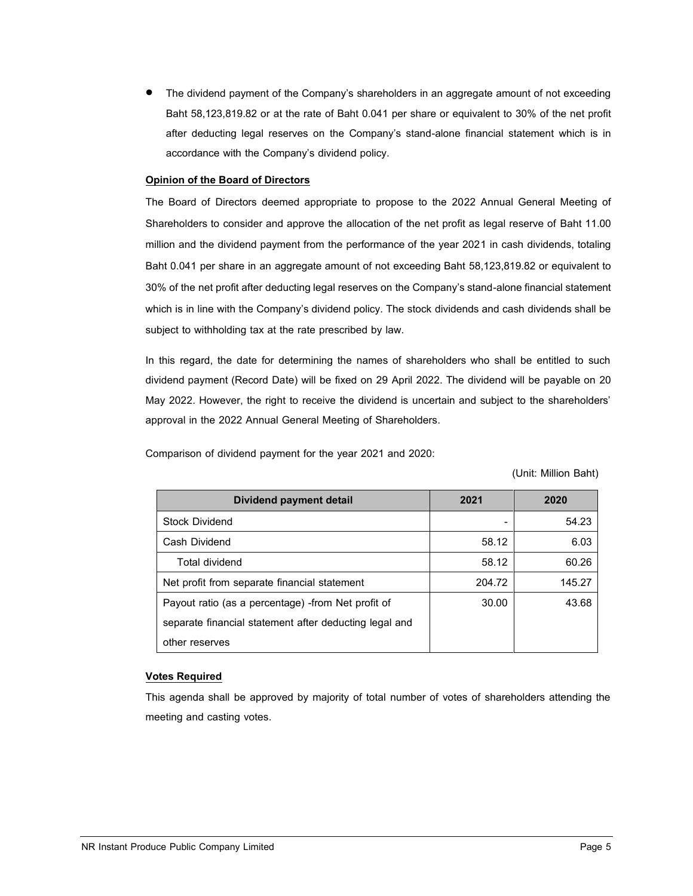- The dividend payment of the Company's shareholders in an aggregate amount of not exceeding Baht 58,123,819.82 or at the rate of Baht 0.041 per share or equivalent to 30% of the net profit after deducting legal reserves on the Company's stand-alone financial statement which is in accordance with the Company's dividend policy.

**Opinion of the Board of Directors**

The Board of Directors deemed appropriate to propose to the 2022 Annual General Meeting of Shareholders to consider and approve the allocation of the net profit as legal reserve of Baht 11.00 million and the dividend payment from the performance of the year 2021 in cash dividends, totaling Baht 0.041 per share in an aggregate amount of not exceeding Baht 58,123,819.82 or equivalent to 30% of the net profit after deducting legal reserves on the Company's stand-alone financial statement which is in line with the Company's dividend policy. The stock dividends and cash dividends shall be subject to withholding tax at the rate prescribed by law.

In this regard, the date for determining the names of shareholders who shall be entitled to such dividend payment (Record Date) will be fixed on 29 April 2022. The dividend will be payable on 20 May 2022. However, the right to receive the dividend is uncertain and subject to the shareholders' approval in the 2022 Annual General Meeting of Shareholders.

Comparison of dividend payment for the year 2021 and 2020:

(Unit: Million Baht)

| Dividend payment detail | 2021 | 2020 |
|---|---|---|
| Stock Dividend | - | 54.23 |
| Cash Dividend | 58.12 | 6.03 |
| Total dividend | 58.12 | 60.26 |
| Net profit from separate financial statement | 204.72 | 145.27 |
| Payout ratio (as a percentage) -from Net profit of separate financial statement after deducting legal and other reserves | 30.00 | 43.68 |

**Votes Required**

This agenda shall be approved by majority of total number of votes of shareholders attending the meeting and casting votes.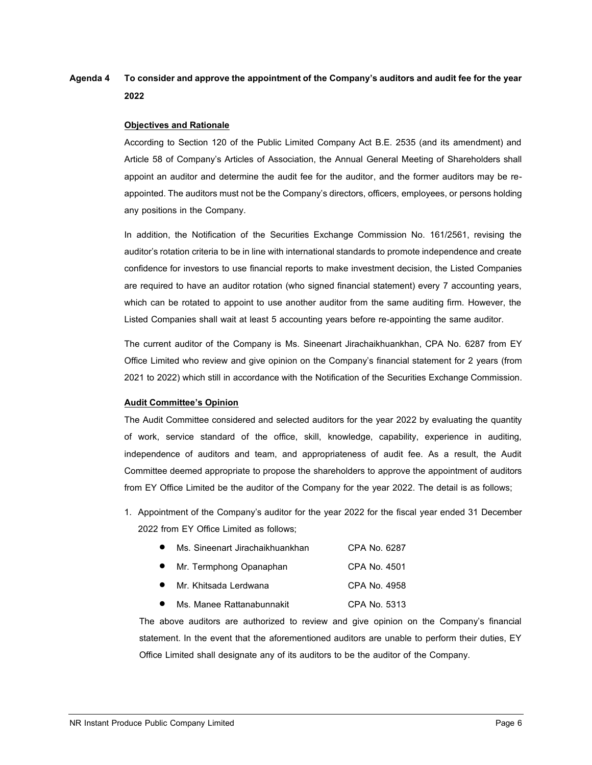**Agenda 4 To consider and approve the appointment of the Company's auditors and audit fee for the year 2022**

**Objectives and Rationale**

According to Section 120 of the Public Limited Company Act B.E. 2535 (and its amendment) and Article 58 of Company's Articles of Association, the Annual General Meeting of Shareholders shall appoint an auditor and determine the audit fee for the auditor, and the former auditors may be re-appointed. The auditors must not be the Company's directors, officers, employees, or persons holding any positions in the Company.

In addition, the Notification of the Securities Exchange Commission No. 161/2561, revising the auditor's rotation criteria to be in line with international standards to promote independence and create confidence for investors to use financial reports to make investment decision, the Listed Companies are required to have an auditor rotation (who signed financial statement) every 7 accounting years, which can be rotated to appoint to use another auditor from the same auditing firm. However, the Listed Companies shall wait at least 5 accounting years before re-appointing the same auditor.

The current auditor of the Company is Ms. Sineenart Jirachaikhuankhan, CPA No. 6287 from EY Office Limited who review and give opinion on the Company's financial statement for 2 years (from 2021 to 2022) which still in accordance with the Notification of the Securities Exchange Commission.

**Audit Committee's Opinion**

The Audit Committee considered and selected auditors for the year 2022 by evaluating the quantity of work, service standard of the office, skill, knowledge, capability, experience in auditing, independence of auditors and team, and appropriateness of audit fee. As a result, the Audit Committee deemed appropriate to propose the shareholders to approve the appointment of auditors from EY Office Limited be the auditor of the Company for the year 2022. The detail is as follows;

1. Appointment of the Company's auditor for the year 2022 for the fiscal year ended 31 December 2022 from EY Office Limited as follows;

   - Ms. Sineenart Jirachaikhuankhan CPA No. 6287
   - Mr. Termphong Opanaphan CPA No. 4501
   - Mr. Khitsada Lerdwana CPA No. 4958
   - Ms. Manee Rattanabunnakit CPA No. 5313

   The above auditors are authorized to review and give opinion on the Company's financial statement. In the event that the aforementioned auditors are unable to perform their duties, EY Office Limited shall designate any of its auditors to be the auditor of the Company.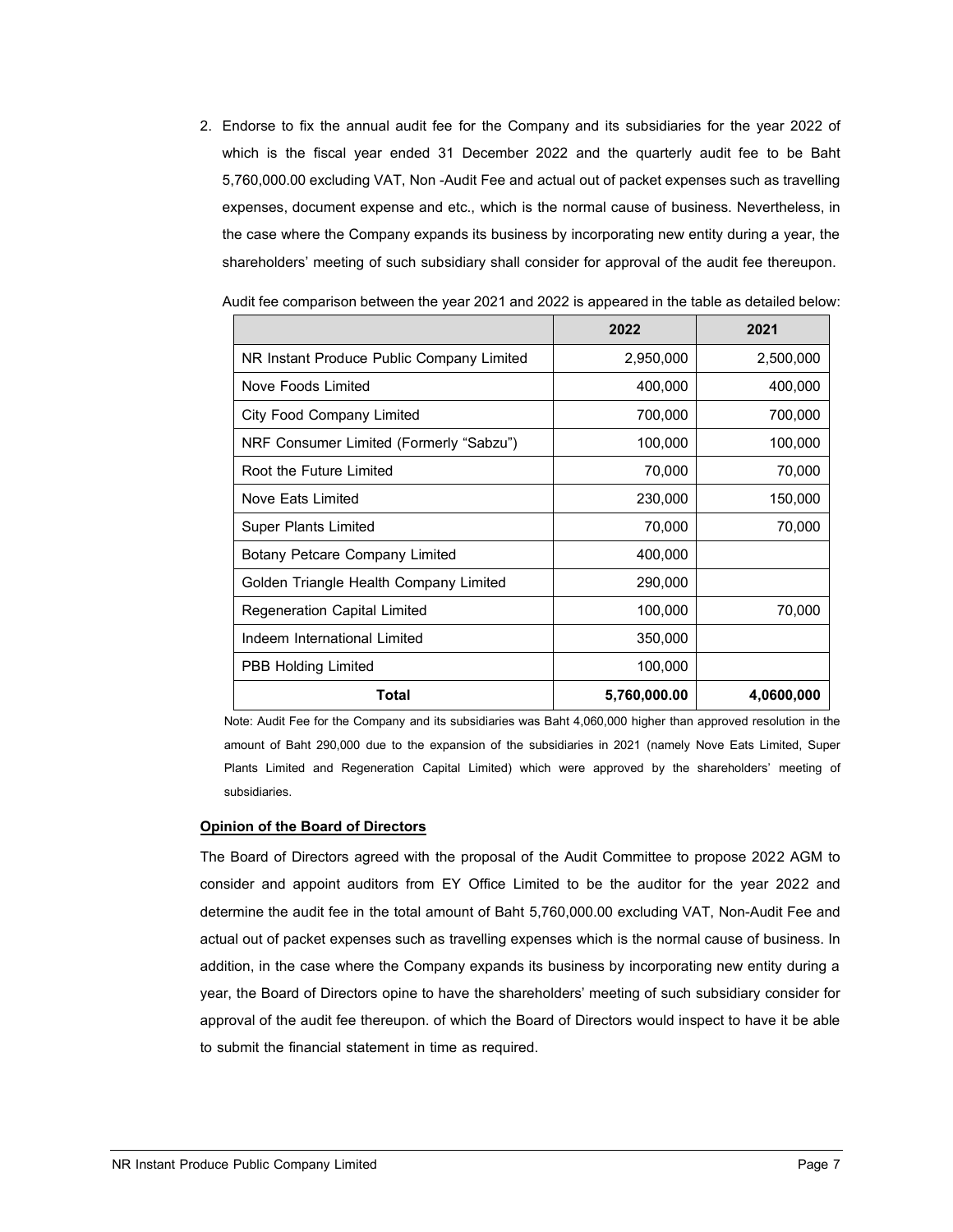2. Endorse to fix the annual audit fee for the Company and its subsidiaries for the year 2022 of which is the fiscal year ended 31 December 2022 and the quarterly audit fee to be Baht 5,760,000.00 excluding VAT, Non -Audit Fee and actual out of packet expenses such as travelling expenses, document expense and etc., which is the normal cause of business. Nevertheless, in the case where the Company expands its business by incorporating new entity during a year, the shareholders' meeting of such subsidiary shall consider for approval of the audit fee thereupon.

   Audit fee comparison between the year 2021 and 2022 is appeared in the table as detailed below:

| | 2022 | 2021 |
|---|---|---|
| NR Instant Produce Public Company Limited | 2,950,000 | 2,500,000 |
| Nove Foods Limited | 400,000 | 400,000 |
| City Food Company Limited | 700,000 | 700,000 |
| NRF Consumer Limited (Formerly "Sabzu") | 100,000 | 100,000 |
| Root the Future Limited | 70,000 | 70,000 |
| Nove Eats Limited | 230,000 | 150,000 |
| Super Plants Limited | 70,000 | 70,000 |
| Botany Petcare Company Limited | 400,000 | |
| Golden Triangle Health Company Limited | 290,000 | |
| Regeneration Capital Limited | 100,000 | 70,000 |
| Indeem International Limited | 350,000 | |
| PBB Holding Limited | 100,000 | |
| **Total** | **5,760,000.00** | **4,0600,000** |

   Note: Audit Fee for the Company and its subsidiaries was Baht 4,060,000 higher than approved resolution in the amount of Baht 290,000 due to the expansion of the subsidiaries in 2021 (namely Nove Eats Limited, Super Plants Limited and Regeneration Capital Limited) which were approved by the shareholders' meeting of subsidiaries.

**Opinion of the Board of Directors**

The Board of Directors agreed with the proposal of the Audit Committee to propose 2022 AGM to consider and appoint auditors from EY Office Limited to be the auditor for the year 2022 and determine the audit fee in the total amount of Baht 5,760,000.00 excluding VAT, Non-Audit Fee and actual out of packet expenses such as travelling expenses which is the normal cause of business. In addition, in the case where the Company expands its business by incorporating new entity during a year, the Board of Directors opine to have the shareholders' meeting of such subsidiary consider for approval of the audit fee thereupon. of which the Board of Directors would inspect to have it be able to submit the financial statement in time as required.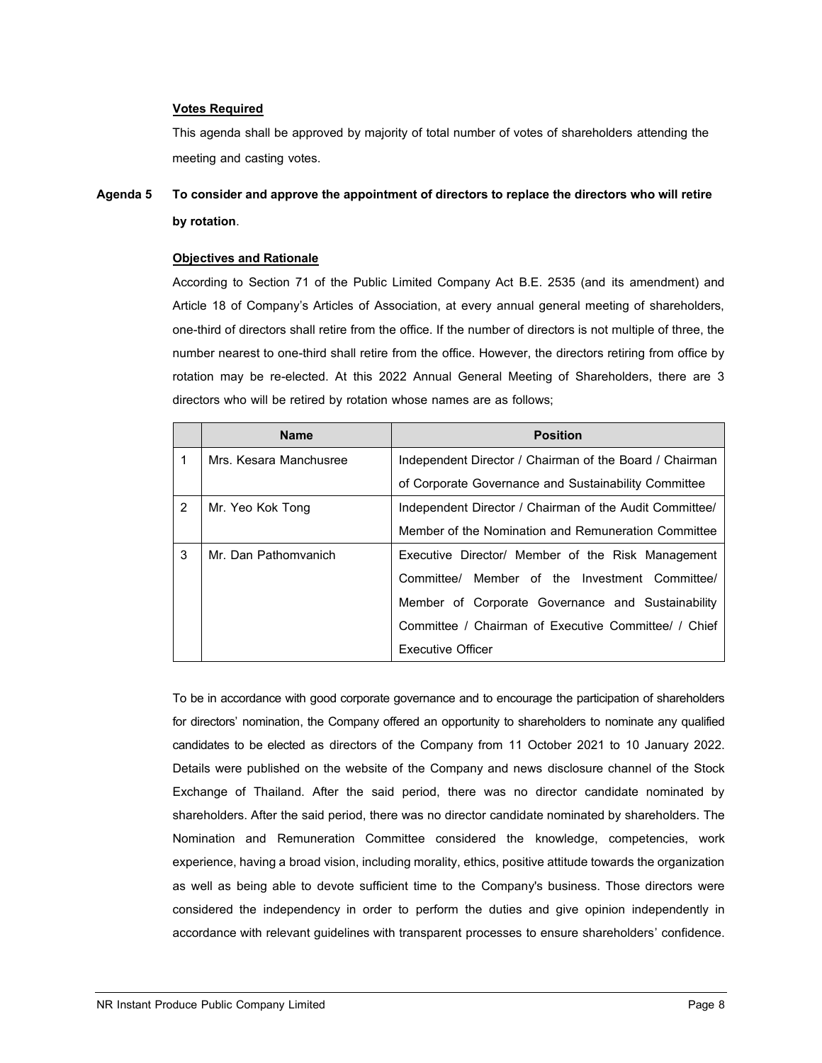**Votes Required**

This agenda shall be approved by majority of total number of votes of shareholders attending the meeting and casting votes.

**Agenda 5 To consider and approve the appointment of directors to replace the directors who will retire by rotation**.

**Objectives and Rationale**

According to Section 71 of the Public Limited Company Act B.E. 2535 (and its amendment) and Article 18 of Company's Articles of Association, at every annual general meeting of shareholders, one-third of directors shall retire from the office. If the number of directors is not multiple of three, the number nearest to one-third shall retire from the office. However, the directors retiring from office by rotation may be re-elected. At this 2022 Annual General Meeting of Shareholders, there are 3 directors who will be retired by rotation whose names are as follows;

| | Name | Position |
|---|---|---|
| 1 | Mrs. Kesara Manchusree | Independent Director / Chairman of the Board / Chairman of Corporate Governance and Sustainability Committee |
| 2 | Mr. Yeo Kok Tong | Independent Director / Chairman of the Audit Committee/ Member of the Nomination and Remuneration Committee |
| 3 | Mr. Dan Pathomvanich | Executive Director/ Member of the Risk Management Committee/ Member of the Investment Committee/ Member of Corporate Governance and Sustainability Committee / Chairman of Executive Committee/ / Chief Executive Officer |

To be in accordance with good corporate governance and to encourage the participation of shareholders for directors' nomination, the Company offered an opportunity to shareholders to nominate any qualified candidates to be elected as directors of the Company from 11 October 2021 to 10 January 2022. Details were published on the website of the Company and news disclosure channel of the Stock Exchange of Thailand. After the said period, there was no director candidate nominated by shareholders. After the said period, there was no director candidate nominated by shareholders. The Nomination and Remuneration Committee considered the knowledge, competencies, work experience, having a broad vision, including morality, ethics, positive attitude towards the organization as well as being able to devote sufficient time to the Company's business. Those directors were considered the independency in order to perform the duties and give opinion independently in accordance with relevant guidelines with transparent processes to ensure shareholders' confidence.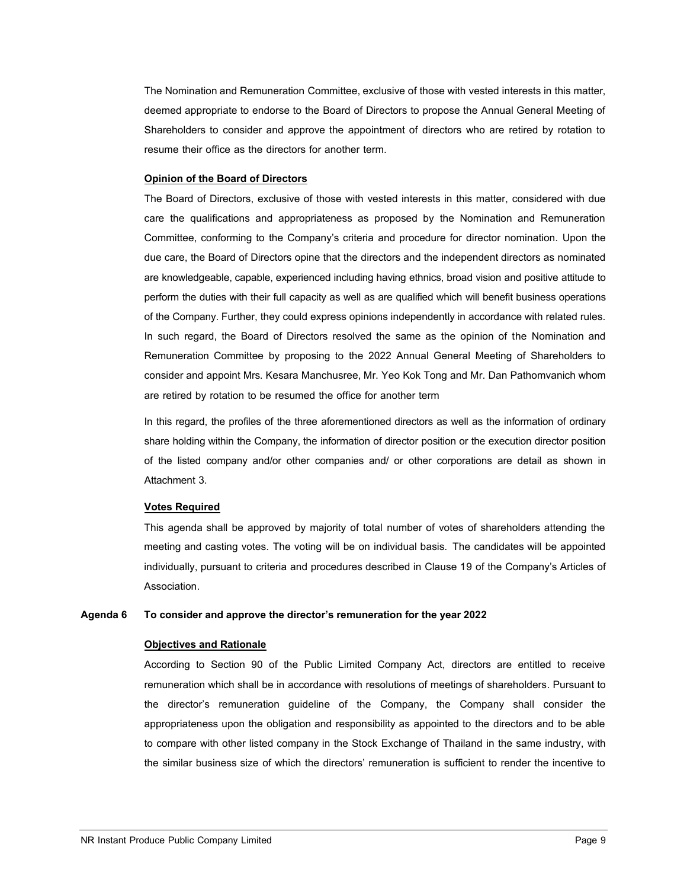The Nomination and Remuneration Committee, exclusive of those with vested interests in this matter, deemed appropriate to endorse to the Board of Directors to propose the Annual General Meeting of Shareholders to consider and approve the appointment of directors who are retired by rotation to resume their office as the directors for another term.

**Opinion of the Board of Directors**

The Board of Directors, exclusive of those with vested interests in this matter, considered with due care the qualifications and appropriateness as proposed by the Nomination and Remuneration Committee, conforming to the Company's criteria and procedure for director nomination. Upon the due care, the Board of Directors opine that the directors and the independent directors as nominated are knowledgeable, capable, experienced including having ethnics, broad vision and positive attitude to perform the duties with their full capacity as well as are qualified which will benefit business operations of the Company. Further, they could express opinions independently in accordance with related rules. In such regard, the Board of Directors resolved the same as the opinion of the Nomination and Remuneration Committee by proposing to the 2022 Annual General Meeting of Shareholders to consider and appoint Mrs. Kesara Manchusree, Mr. Yeo Kok Tong and Mr. Dan Pathomvanich whom are retired by rotation to be resumed the office for another term

In this regard, the profiles of the three aforementioned directors as well as the information of ordinary share holding within the Company, the information of director position or the execution director position of the listed company and/or other companies and/ or other corporations are detail as shown in Attachment 3.

**Votes Required**

This agenda shall be approved by majority of total number of votes of shareholders attending the meeting and casting votes. The voting will be on individual basis. The candidates will be appointed individually, pursuant to criteria and procedures described in Clause 19 of the Company's Articles of Association.

**Agenda 6 To consider and approve the director's remuneration for the year 2022**

**Objectives and Rationale**

According to Section 90 of the Public Limited Company Act, directors are entitled to receive remuneration which shall be in accordance with resolutions of meetings of shareholders. Pursuant to the director's remuneration guideline of the Company, the Company shall consider the appropriateness upon the obligation and responsibility as appointed to the directors and to be able to compare with other listed company in the Stock Exchange of Thailand in the same industry, with the similar business size of which the directors' remuneration is sufficient to render the incentive to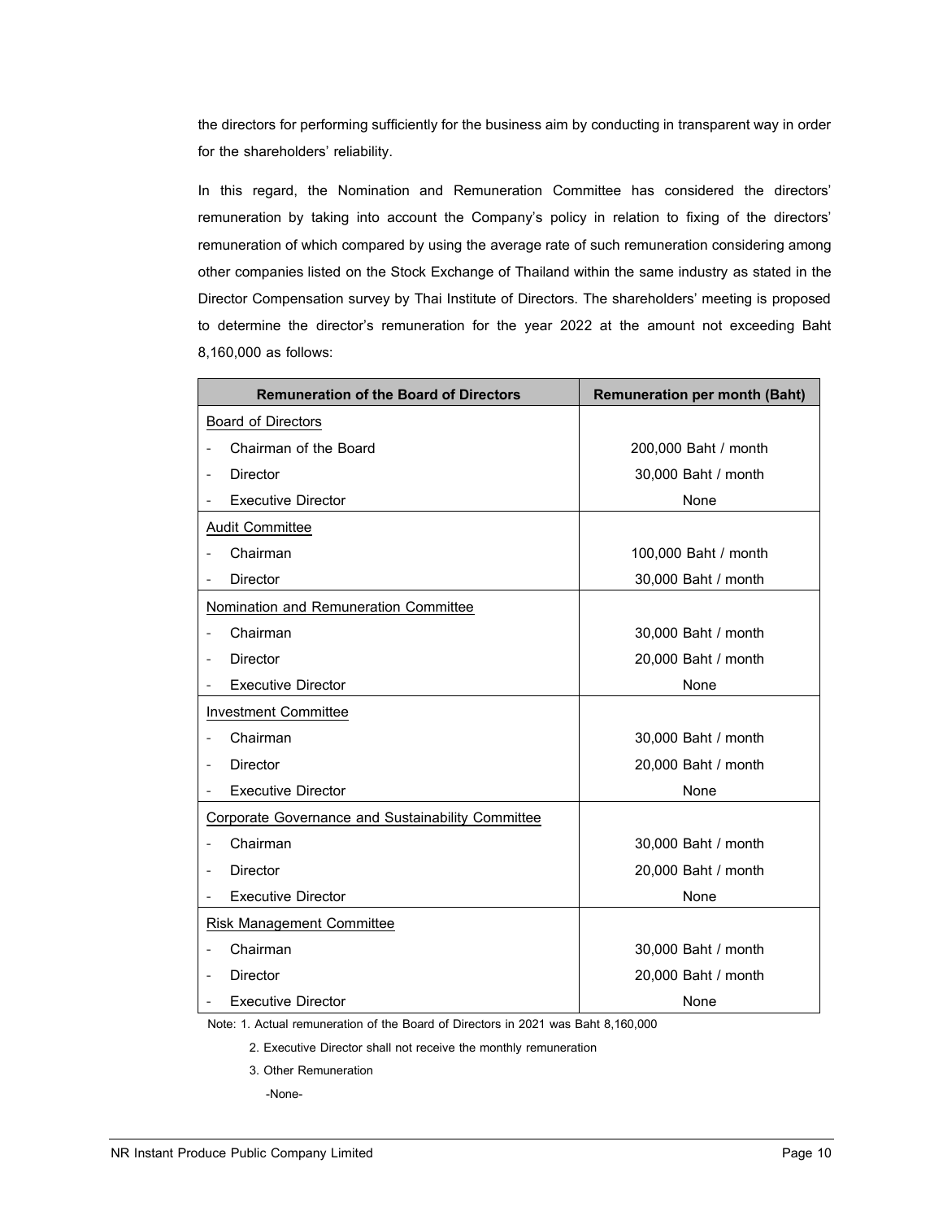the directors for performing sufficiently for the business aim by conducting in transparent way in order for the shareholders' reliability.

In this regard, the Nomination and Remuneration Committee has considered the directors' remuneration by taking into account the Company's policy in relation to fixing of the directors' remuneration of which compared by using the average rate of such remuneration considering among other companies listed on the Stock Exchange of Thailand within the same industry as stated in the Director Compensation survey by Thai Institute of Directors. The shareholders' meeting is proposed to determine the director's remuneration for the year 2022 at the amount not exceeding Baht 8,160,000 as follows:

| Remuneration of the Board of Directors | Remuneration per month (Baht) |
|---|---|
| Board of Directors | |
| - Chairman of the Board | 200,000 Baht / month |
| - Director | 30,000 Baht / month |
| - Executive Director | None |
| Audit Committee | |
| - Chairman | 100,000 Baht / month |
| - Director | 30,000 Baht / month |
| Nomination and Remuneration Committee | |
| - Chairman | 30,000 Baht / month |
| - Director | 20,000 Baht / month |
| - Executive Director | None |
| Investment Committee | |
| - Chairman | 30,000 Baht / month |
| - Director | 20,000 Baht / month |
| - Executive Director | None |
| Corporate Governance and Sustainability Committee | |
| - Chairman | 30,000 Baht / month |
| - Director | 20,000 Baht / month |
| - Executive Director | None |
| Risk Management Committee | |
| - Chairman | 30,000 Baht / month |
| - Director | 20,000 Baht / month |
| - Executive Director | None |

Note: 1. Actual remuneration of the Board of Directors in 2021 was Baht 8,160,000

2. Executive Director shall not receive the monthly remuneration

3. Other Remuneration

-None-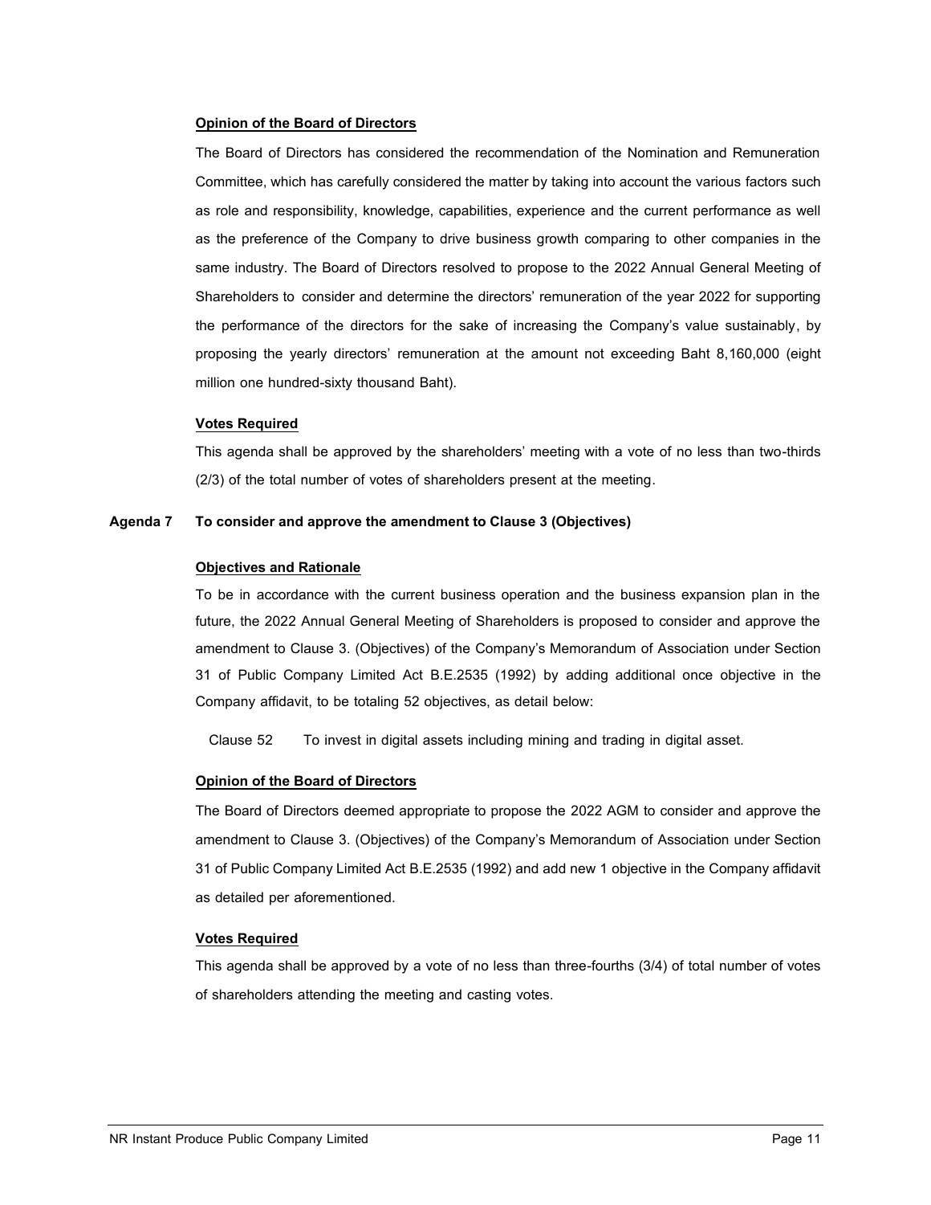**Opinion of the Board of Directors**

The Board of Directors has considered the recommendation of the Nomination and Remuneration Committee, which has carefully considered the matter by taking into account the various factors such as role and responsibility, knowledge, capabilities, experience and the current performance as well as the preference of the Company to drive business growth comparing to other companies in the same industry. The Board of Directors resolved to propose to the 2022 Annual General Meeting of Shareholders to consider and determine the directors' remuneration of the year 2022 for supporting the performance of the directors for the sake of increasing the Company's value sustainably, by proposing the yearly directors' remuneration at the amount not exceeding Baht 8,160,000 (eight million one hundred-sixty thousand Baht).

**Votes Required**

This agenda shall be approved by the shareholders' meeting with a vote of no less than two-thirds (2/3) of the total number of votes of shareholders present at the meeting.

**Agenda 7 To consider and approve the amendment to Clause 3 (Objectives)**

**Objectives and Rationale**

To be in accordance with the current business operation and the business expansion plan in the future, the 2022 Annual General Meeting of Shareholders is proposed to consider and approve the amendment to Clause 3. (Objectives) of the Company's Memorandum of Association under Section 31 of Public Company Limited Act B.E.2535 (1992) by adding additional once objective in the Company affidavit, to be totaling 52 objectives, as detail below:

Clause 52 To invest in digital assets including mining and trading in digital asset.

**Opinion of the Board of Directors**

The Board of Directors deemed appropriate to propose the 2022 AGM to consider and approve the amendment to Clause 3. (Objectives) of the Company's Memorandum of Association under Section 31 of Public Company Limited Act B.E.2535 (1992) and add new 1 objective in the Company affidavit as detailed per aforementioned.

**Votes Required**

This agenda shall be approved by a vote of no less than three-fourths (3/4) of total number of votes of shareholders attending the meeting and casting votes.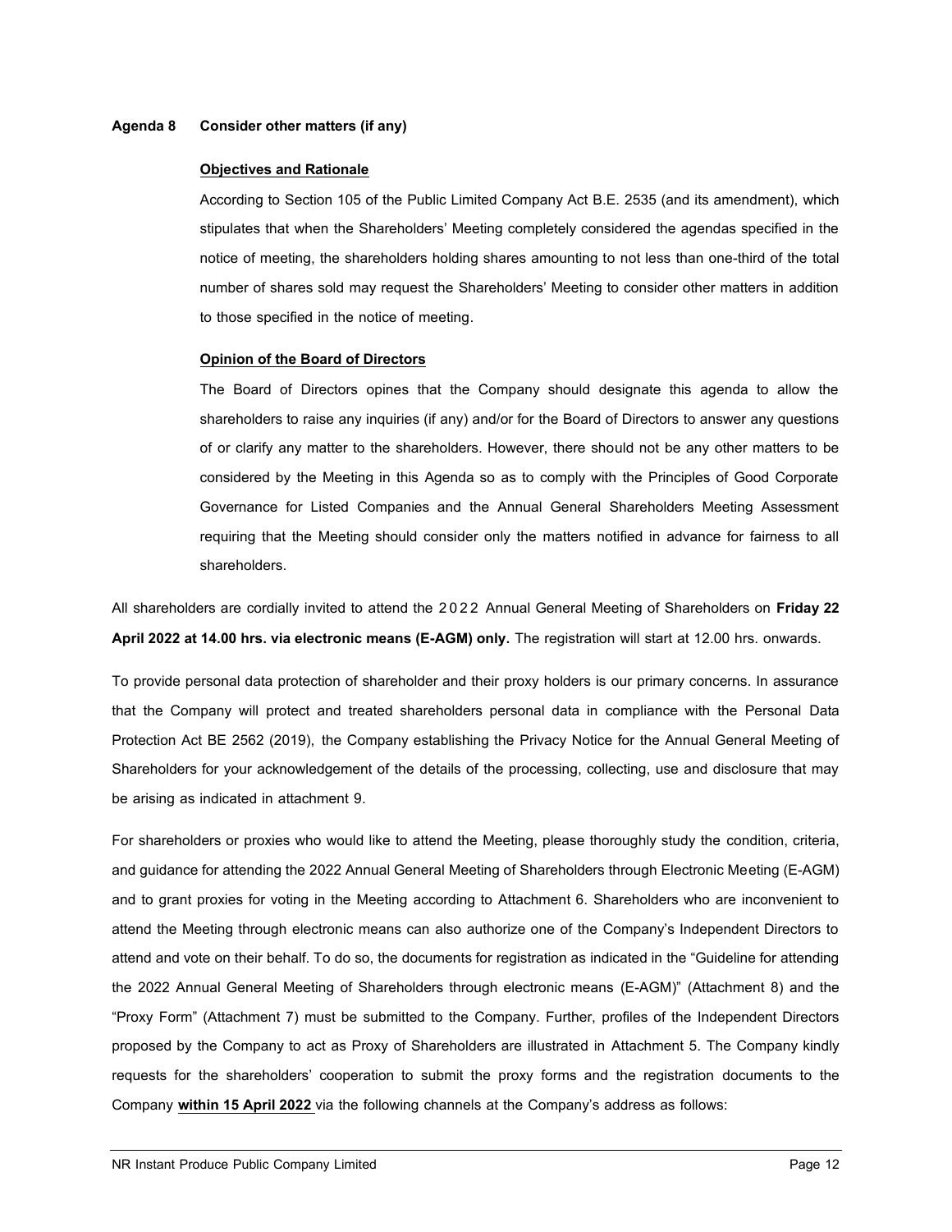**Agenda 8 Consider other matters (if any)**

**Objectives and Rationale**

According to Section 105 of the Public Limited Company Act B.E. 2535 (and its amendment), which stipulates that when the Shareholders' Meeting completely considered the agendas specified in the notice of meeting, the shareholders holding shares amounting to not less than one-third of the total number of shares sold may request the Shareholders' Meeting to consider other matters in addition to those specified in the notice of meeting.

**Opinion of the Board of Directors**

The Board of Directors opines that the Company should designate this agenda to allow the shareholders to raise any inquiries (if any) and/or for the Board of Directors to answer any questions of or clarify any matter to the shareholders. However, there should not be any other matters to be considered by the Meeting in this Agenda so as to comply with the Principles of Good Corporate Governance for Listed Companies and the Annual General Shareholders Meeting Assessment requiring that the Meeting should consider only the matters notified in advance for fairness to all shareholders.

All shareholders are cordially invited to attend the 2022 Annual General Meeting of Shareholders on **Friday 22 April 2022 at 14.00 hrs. via electronic means (E-AGM) only.** The registration will start at 12.00 hrs. onwards.

To provide personal data protection of shareholder and their proxy holders is our primary concerns. In assurance that the Company will protect and treated shareholders personal data in compliance with the Personal Data Protection Act BE 2562 (2019), the Company establishing the Privacy Notice for the Annual General Meeting of Shareholders for your acknowledgement of the details of the processing, collecting, use and disclosure that may be arising as indicated in attachment 9.

For shareholders or proxies who would like to attend the Meeting, please thoroughly study the condition, criteria, and guidance for attending the 2022 Annual General Meeting of Shareholders through Electronic Meeting (E-AGM) and to grant proxies for voting in the Meeting according to Attachment 6. Shareholders who are inconvenient to attend the Meeting through electronic means can also authorize one of the Company's Independent Directors to attend and vote on their behalf. To do so, the documents for registration as indicated in the "Guideline for attending the 2022 Annual General Meeting of Shareholders through electronic means (E-AGM)" (Attachment 8) and the "Proxy Form" (Attachment 7) must be submitted to the Company. Further, profiles of the Independent Directors proposed by the Company to act as Proxy of Shareholders are illustrated in Attachment 5. The Company kindly requests for the shareholders' cooperation to submit the proxy forms and the registration documents to the Company **within 15 April 2022** via the following channels at the Company's address as follows: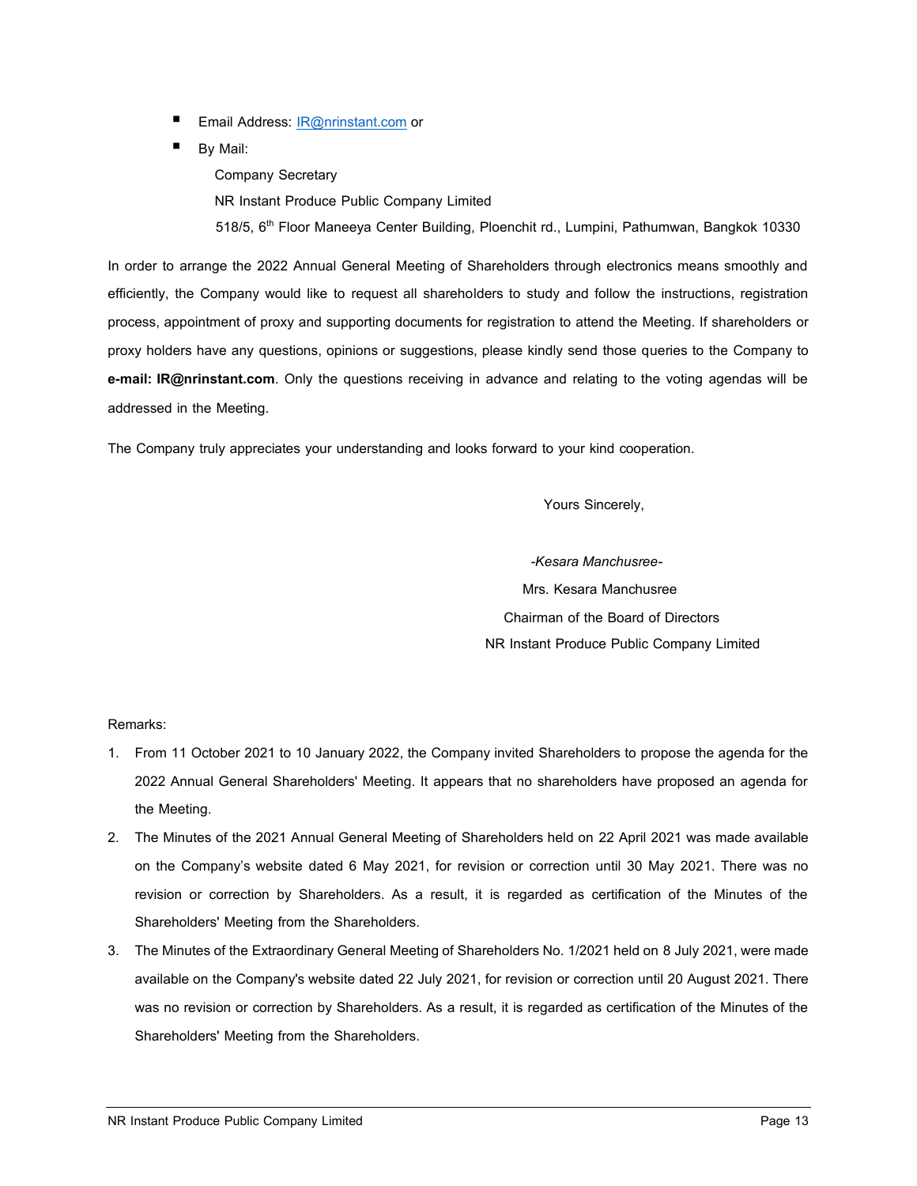- Email Address: IR@nrinstant.com or
- By Mail:

  Company Secretary

  NR Instant Produce Public Company Limited

  518/5, 6th Floor Maneeya Center Building, Ploenchit rd., Lumpini, Pathumwan, Bangkok 10330

In order to arrange the 2022 Annual General Meeting of Shareholders through electronics means smoothly and efficiently, the Company would like to request all shareholders to study and follow the instructions, registration process, appointment of proxy and supporting documents for registration to attend the Meeting. If shareholders or proxy holders have any questions, opinions or suggestions, please kindly send those queries to the Company to **e-mail: IR@nrinstant.com**. Only the questions receiving in advance and relating to the voting agendas will be addressed in the Meeting.

The Company truly appreciates your understanding and looks forward to your kind cooperation.

Yours Sincerely,

*-Kesara Manchusree-*

Mrs. Kesara Manchusree

Chairman of the Board of Directors

NR Instant Produce Public Company Limited

Remarks:

1. From 11 October 2021 to 10 January 2022, the Company invited Shareholders to propose the agenda for the 2022 Annual General Shareholders' Meeting. It appears that no shareholders have proposed an agenda for the Meeting.
2. The Minutes of the 2021 Annual General Meeting of Shareholders held on 22 April 2021 was made available on the Company's website dated 6 May 2021, for revision or correction until 30 May 2021. There was no revision or correction by Shareholders. As a result, it is regarded as certification of the Minutes of the Shareholders' Meeting from the Shareholders.
3. The Minutes of the Extraordinary General Meeting of Shareholders No. 1/2021 held on 8 July 2021, were made available on the Company's website dated 22 July 2021, for revision or correction until 20 August 2021. There was no revision or correction by Shareholders. As a result, it is regarded as certification of the Minutes of the Shareholders' Meeting from the Shareholders.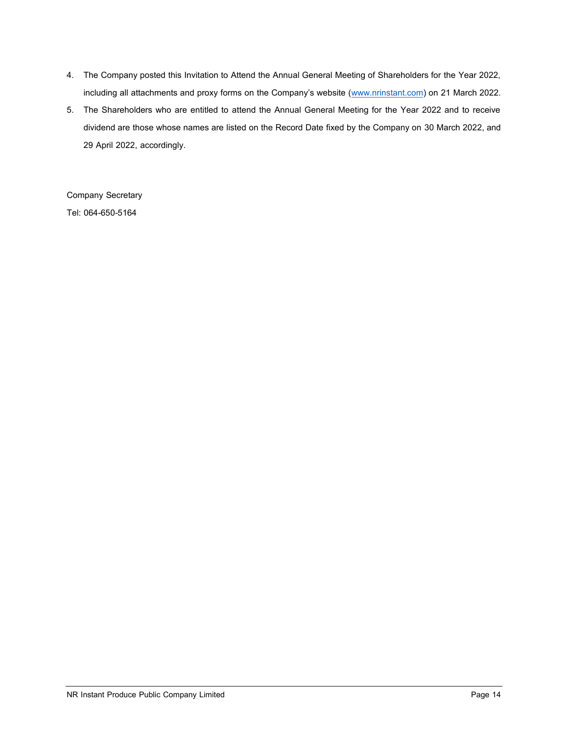4. The Company posted this Invitation to Attend the Annual General Meeting of Shareholders for the Year 2022, including all attachments and proxy forms on the Company's website (www.nrinstant.com) on 21 March 2022.
5. The Shareholders who are entitled to attend the Annual General Meeting for the Year 2022 and to receive dividend are those whose names are listed on the Record Date fixed by the Company on 30 March 2022, and 29 April 2022, accordingly.

Company Secretary

Tel: 064-650-5164